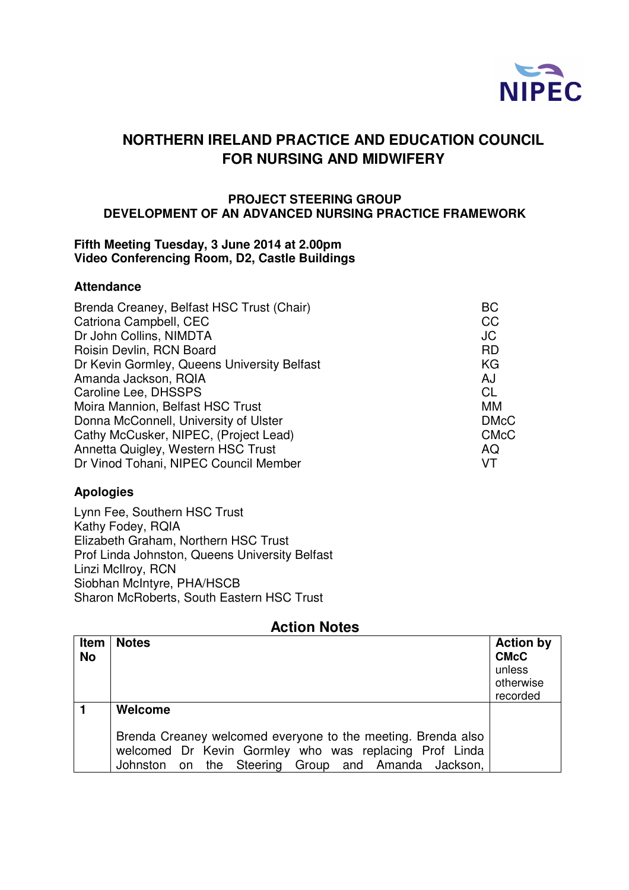# NORTHERN IRELAND PRACTICE AND EDUCATION COUNCIL FOR NURSING AND MIDWIFERY

## PROJECT STEERING GROUP
## DEVELOPMENT OF AN ADVANCED NURSING PRACTICE FRAMEWORK

**Fifth Meeting Tuesday, 3 June 2014 at 2.00pm**
**Video Conferencing Room, D2, Castle Buildings**

### Attendance

| | |
|---|---|
| Brenda Creaney, Belfast HSC Trust (Chair) | BC |
| Catriona Campbell, CEC | CC |
| Dr John Collins, NIMDTA | JC |
| Roisin Devlin, RCN Board | RD |
| Dr Kevin Gormley, Queens University Belfast | KG |
| Amanda Jackson, RQIA | AJ |
| Caroline Lee, DHSSPS | CL |
| Moira Mannion, Belfast HSC Trust | MM |
| Donna McConnell, University of Ulster | DMcC |
| Cathy McCusker, NIPEC, (Project Lead) | CMcC |
| Annetta Quigley, Western HSC Trust | AQ |
| Dr Vinod Tohani, NIPEC Council Member | VT |

### Apologies

Lynn Fee, Southern HSC Trust
Kathy Fodey, RQIA
Elizabeth Graham, Northern HSC Trust
Prof Linda Johnston, Queens University Belfast
Linzi McIlroy, RCN
Siobhan McIntyre, PHA/HSCB
Sharon McRoberts, South Eastern HSC Trust

## Action Notes

| Item No | Notes | Action by **CMcC** unless otherwise recorded |
|---|---|---|
| **1** | **Welcome**<br><br>Brenda Creaney welcomed everyone to the meeting. Brenda also welcomed Dr Kevin Gormley who was replacing Prof Linda Johnston on the Steering Group and Amanda Jackson, | |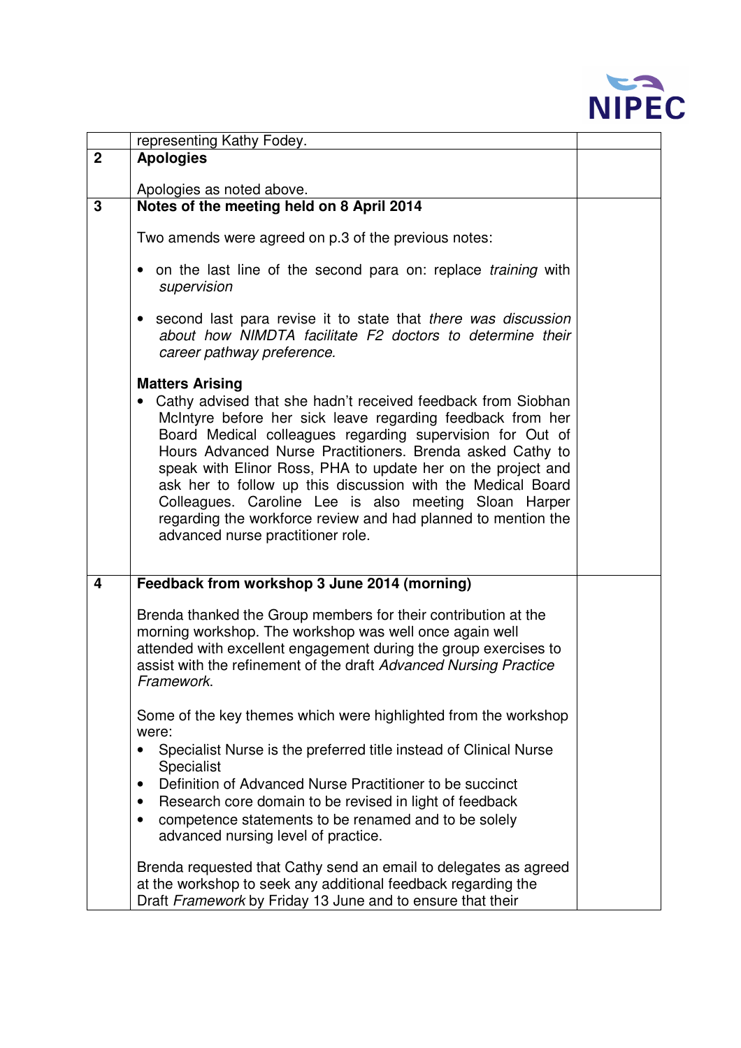| | | |
|---|---|---|
| | representing Kathy Fodey. | |
| **2** | **Apologies**<br><br>Apologies as noted above. | |
| **3** | **Notes of the meeting held on 8 April 2014**<br><br>Two amends were agreed on p.3 of the previous notes:<br><br>• on the last line of the second para on: replace *training* with *supervision*<br><br>• second last para revise it to state that *there was discussion about how NIMDTA facilitate F2 doctors to determine their career pathway preference.*<br><br>**Matters Arising**<br>• Cathy advised that she hadn't received feedback from Siobhan McIntyre before her sick leave regarding feedback from her Board Medical colleagues regarding supervision for Out of Hours Advanced Nurse Practitioners. Brenda asked Cathy to speak with Elinor Ross, PHA to update her on the project and ask her to follow up this discussion with the Medical Board Colleagues. Caroline Lee is also meeting Sloan Harper regarding the workforce review and had planned to mention the advanced nurse practitioner role. | |
| **4** | **Feedback from workshop 3 June 2014 (morning)**<br><br>Brenda thanked the Group members for their contribution at the morning workshop. The workshop was well once again well attended with excellent engagement during the group exercises to assist with the refinement of the draft *Advanced Nursing Practice Framework*.<br><br>Some of the key themes which were highlighted from the workshop were:<br>• Specialist Nurse is the preferred title instead of Clinical Nurse Specialist<br>• Definition of Advanced Nurse Practitioner to be succinct<br>• Research core domain to be revised in light of feedback<br>• competence statements to be renamed and to be solely advanced nursing level of practice.<br><br>Brenda requested that Cathy send an email to delegates as agreed at the workshop to seek any additional feedback regarding the Draft *Framework* by Friday 13 June and to ensure that their | |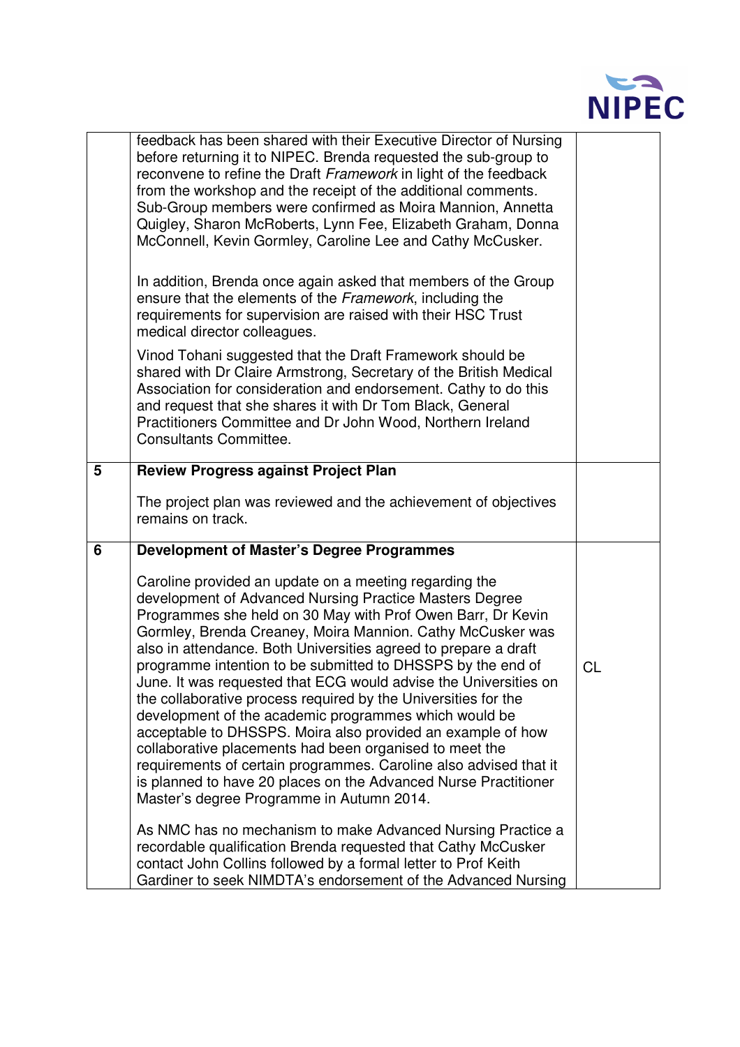| | | |
|---|---|---|
| | feedback has been shared with their Executive Director of Nursing before returning it to NIPEC. Brenda requested the sub-group to reconvene to refine the Draft *Framework* in light of the feedback from the workshop and the receipt of the additional comments. Sub-Group members were confirmed as Moira Mannion, Annetta Quigley, Sharon McRoberts, Lynn Fee, Elizabeth Graham, Donna McConnell, Kevin Gormley, Caroline Lee and Cathy McCusker.<br><br>In addition, Brenda once again asked that members of the Group ensure that the elements of the *Framework*, including the requirements for supervision are raised with their HSC Trust medical director colleagues.<br><br>Vinod Tohani suggested that the Draft Framework should be shared with Dr Claire Armstrong, Secretary of the British Medical Association for consideration and endorsement. Cathy to do this and request that she shares it with Dr Tom Black, General Practitioners Committee and Dr John Wood, Northern Ireland Consultants Committee. | |
| **5** | **Review Progress against Project Plan**<br><br>The project plan was reviewed and the achievement of objectives remains on track. | |
| **6** | **Development of Master's Degree Programmes**<br><br>Caroline provided an update on a meeting regarding the development of Advanced Nursing Practice Masters Degree Programmes she held on 30 May with Prof Owen Barr, Dr Kevin Gormley, Brenda Creaney, Moira Mannion. Cathy McCusker was also in attendance. Both Universities agreed to prepare a draft programme intention to be submitted to DHSSPS by the end of June. It was requested that ECG would advise the Universities on the collaborative process required by the Universities for the development of the academic programmes which would be acceptable to DHSSPS. Moira also provided an example of how collaborative placements had been organised to meet the requirements of certain programmes. Caroline also advised that it is planned to have 20 places on the Advanced Nurse Practitioner Master's degree Programme in Autumn 2014.<br><br>As NMC has no mechanism to make Advanced Nursing Practice a recordable qualification Brenda requested that Cathy McCusker contact John Collins followed by a formal letter to Prof Keith Gardiner to seek NIMDTA's endorsement of the Advanced Nursing | CL |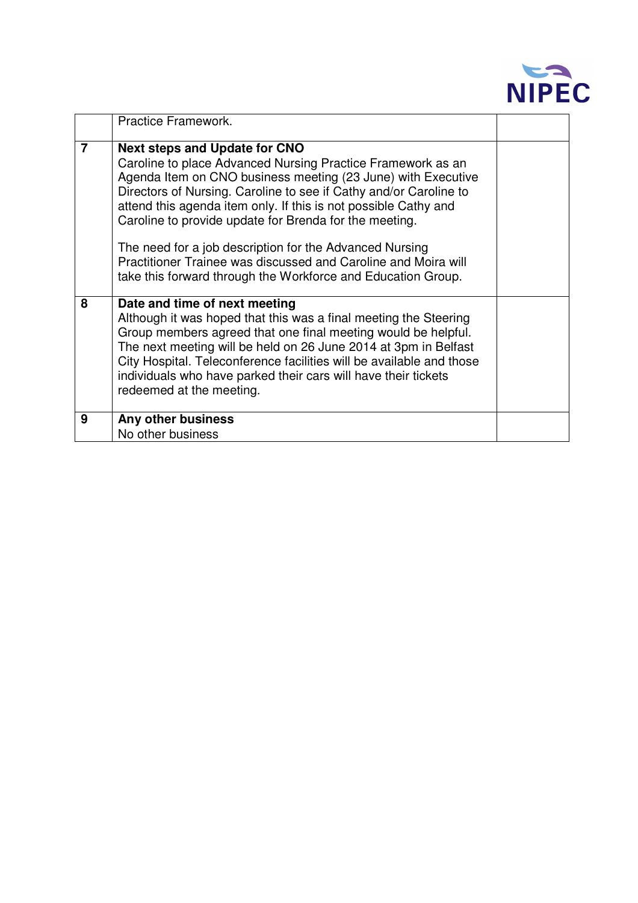| | | |
|---|---|---|
| | Practice Framework. | |
| **7** | **Next steps and Update for CNO**<br>Caroline to place Advanced Nursing Practice Framework as an Agenda Item on CNO business meeting (23 June) with Executive Directors of Nursing. Caroline to see if Cathy and/or Caroline to attend this agenda item only. If this is not possible Cathy and Caroline to provide update for Brenda for the meeting.<br><br>The need for a job description for the Advanced Nursing Practitioner Trainee was discussed and Caroline and Moira will take this forward through the Workforce and Education Group. | |
| **8** | **Date and time of next meeting**<br>Although it was hoped that this was a final meeting the Steering Group members agreed that one final meeting would be helpful. The next meeting will be held on 26 June 2014 at 3pm in Belfast City Hospital. Teleconference facilities will be available and those individuals who have parked their cars will have their tickets redeemed at the meeting. | |
| **9** | **Any other business**<br>No other business | |